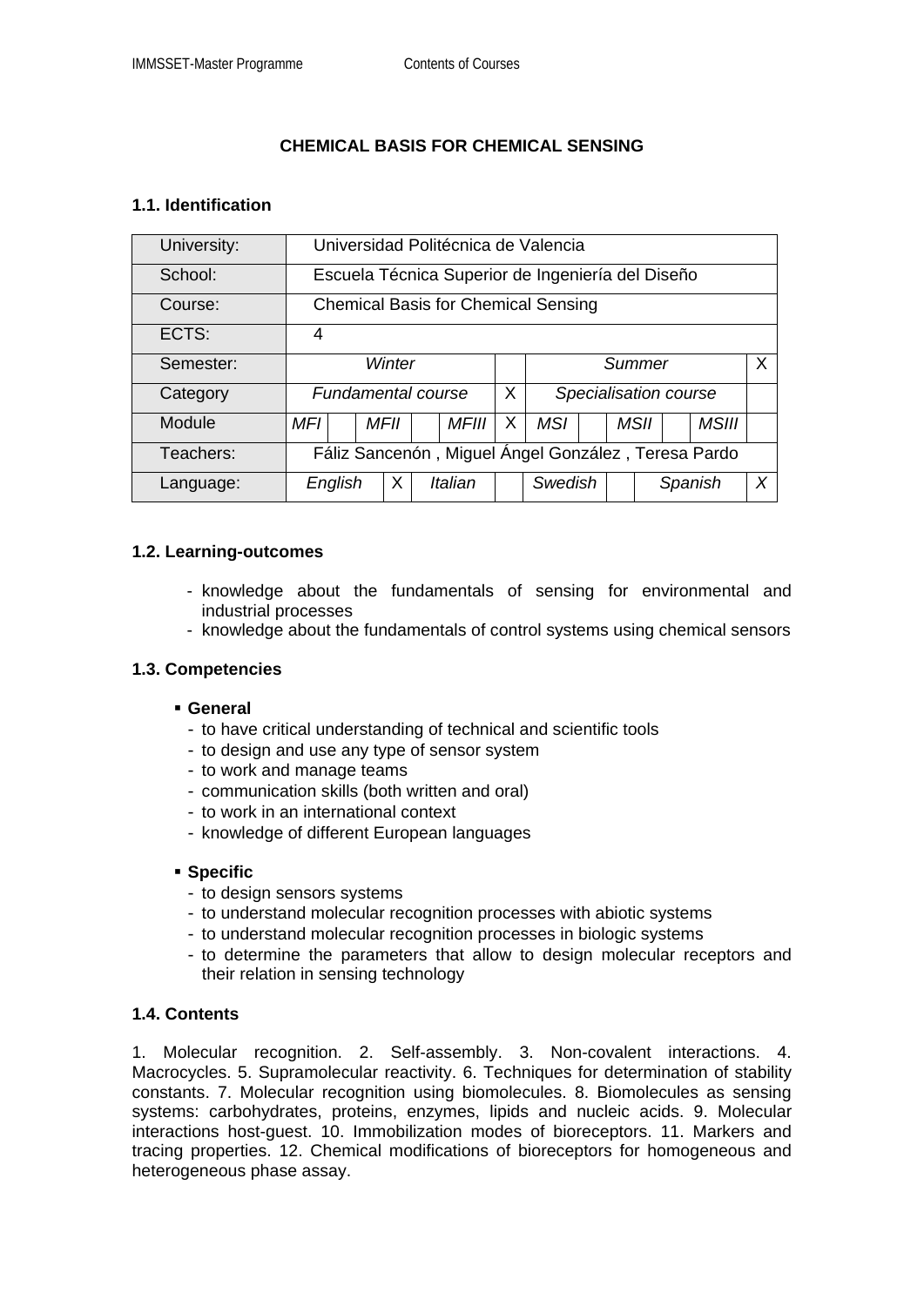# CHEMICAL BASIS FOR CHEMICAL SENSING

## 1.1. Identification

| University: | Universidad Politécnica de Valencia | | | | | | | | | | | |
|---|---|---|---|---|---|---|---|---|---|---|---|---|
| School: | Escuela Técnica Superior de Ingeniería del Diseño | | | | | | | | | | | |
| Course: | Chemical Basis for Chemical Sensing | | | | | | | | | | | |
| ECTS: | 4 | | | | | | | | | | | |
| Semester: | *Winter* | | | | | | | *Summer* | | | | X |
| Category | *Fundamental course* | | | | | X | | *Specialisation course* | | | | |
| Module | *MFI* | | *MFII* | | *MFIII* | X | *MSI* | | *MSII* | | *MSIII* | |
| Teachers: | Fáliz Sancenón , Miguel Ángel González , Teresa Pardo | | | | | | | | | | | |
| Language: | *English* | X | *Italian* | | *Swedish* | | *Spanish* | *X* | | | | |

## 1.2. Learning-outcomes

- knowledge about the fundamentals of sensing for environmental and industrial processes
- knowledge about the fundamentals of control systems using chemical sensors

## 1.3. Competencies

- **General**
  - to have critical understanding of technical and scientific tools
  - to design and use any type of sensor system
  - to work and manage teams
  - communication skills (both written and oral)
  - to work in an international context
  - knowledge of different European languages

- **Specific**
  - to design sensors systems
  - to understand molecular recognition processes with abiotic systems
  - to understand molecular recognition processes in biologic systems
  - to determine the parameters that allow to design molecular receptors and their relation in sensing technology

## 1.4. Contents

1. Molecular recognition. 2. Self-assembly. 3. Non-covalent interactions. 4. Macrocycles. 5. Supramolecular reactivity. 6. Techniques for determination of stability constants. 7. Molecular recognition using biomolecules. 8. Biomolecules as sensing systems: carbohydrates, proteins, enzymes, lipids and nucleic acids. 9. Molecular interactions host-guest. 10. Immobilization modes of bioreceptors. 11. Markers and tracing properties. 12. Chemical modifications of bioreceptors for homogeneous and heterogeneous phase assay.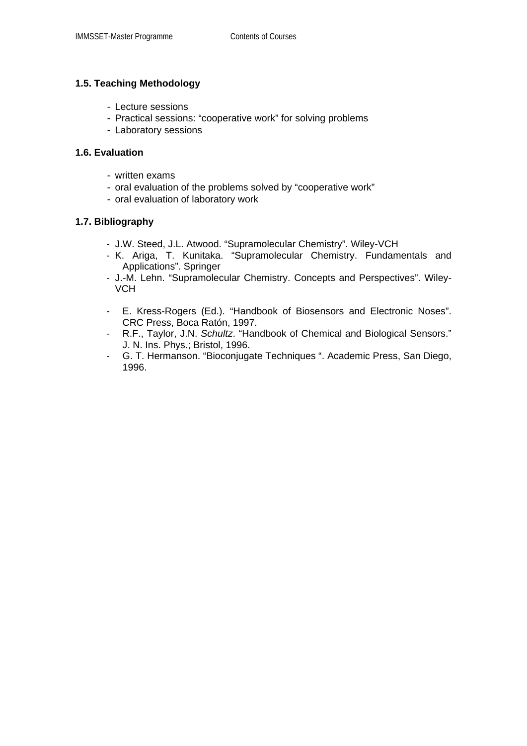### 1.5. Teaching Methodology

- Lecture sessions
- Practical sessions: “cooperative work” for solving problems
- Laboratory sessions

### 1.6. Evaluation

- written exams
- oral evaluation of the problems solved by “cooperative work”
- oral evaluation of laboratory work

### 1.7. Bibliography

- J.W. Steed, J.L. Atwood. “Supramolecular Chemistry”. Wiley-VCH
- K. Ariga, T. Kunitaka. “Supramolecular Chemistry. Fundamentals and Applications”. Springer
- J.-M. Lehn. “Supramolecular Chemistry. Concepts and Perspectives”. Wiley-VCH

- E. Kress-Rogers (Ed.). “Handbook of Biosensors and Electronic Noses”. CRC Press, Boca Ratón, 1997.
- R.F., Taylor, J.N. *Schultz*. “Handbook of Chemical and Biological Sensors.” J. N. Ins. Phys.; Bristol, 1996.
- G. T. Hermanson. “Bioconjugate Techniques “. Academic Press, San Diego, 1996.